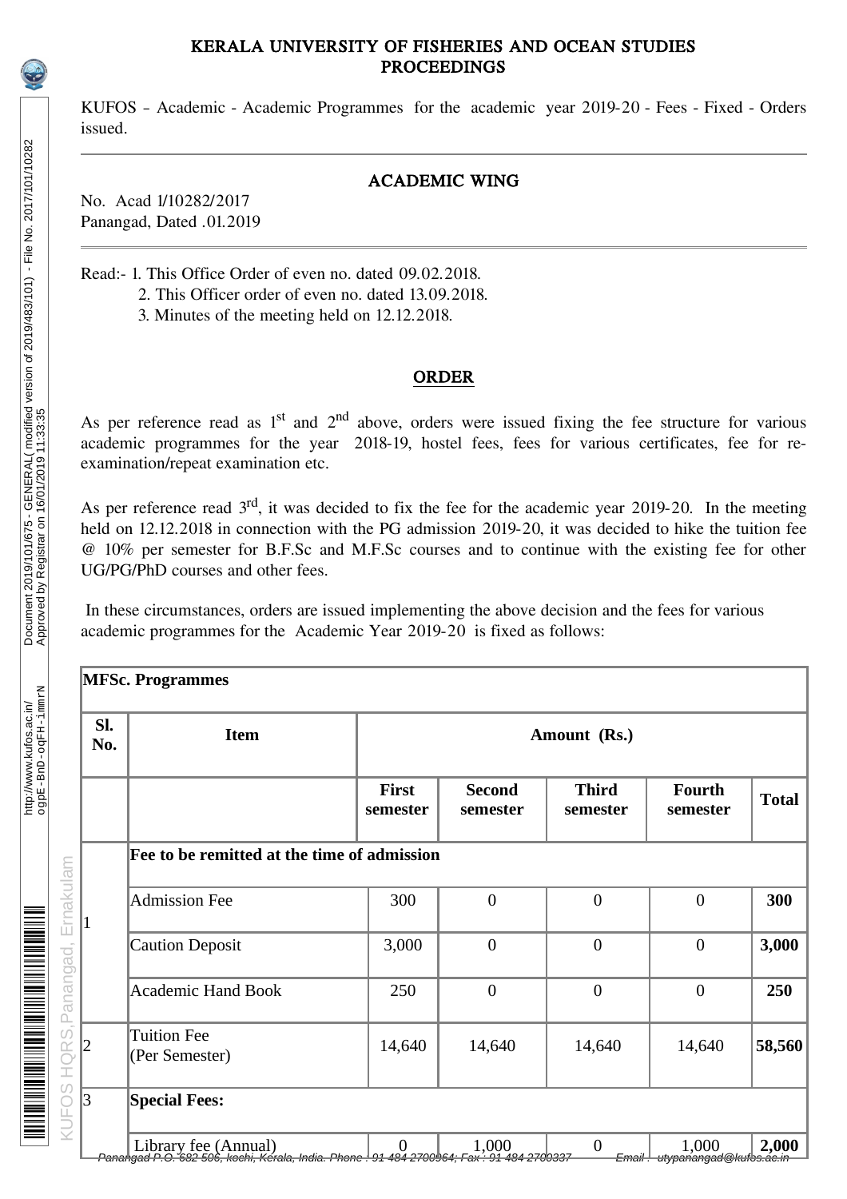# KERALA UNIVERSITY OF FISHERIES AND OCEAN STUDIES
## PROCEEDINGS

KUFOS – Academic - Academic Programmes for the academic year 2019-20 - Fees - Fixed - Orders issued.

---

## ACADEMIC WING

No. Acad I/10282/2017
Panangad, Dated .01.2019

---

Read:- 1. This Office Order of even no. dated 09.02.2018.
2. This Officer order of even no. dated 13.09.2018.
3. Minutes of the meeting held on 12.12.2018.

## ORDER

As per reference read as 1st and 2nd above, orders were issued fixing the fee structure for various academic programmes for the year 2018-19, hostel fees, fees for various certificates, fee for re-examination/repeat examination etc.

As per reference read 3rd, it was decided to fix the fee for the academic year 2019-20. In the meeting held on 12.12.2018 in connection with the PG admission 2019-20, it was decided to hike the tuition fee @ 10% per semester for B.F.Sc and M.F.Sc courses and to continue with the existing fee for other UG/PG/PhD courses and other fees.

In these circumstances, orders are issued implementing the above decision and the fees for various academic programmes for the Academic Year 2019-20 is fixed as follows:

| **MFSc. Programmes** | | | | | | |
|---|---|---|---|---|---|---|
| **Sl. No.** | **Item** | **Amount (Rs.)** | | | | |
| | | **First semester** | **Second semester** | **Third semester** | **Fourth semester** | **Total** |
| 1 | **Fee to be remitted at the time of admission** | | | | | |
| | Admission Fee | 300 | 0 | 0 | 0 | **300** |
| | Caution Deposit | 3,000 | 0 | 0 | 0 | **3,000** |
| | Academic Hand Book | 250 | 0 | 0 | 0 | **250** |
| 2 | Tuition Fee (Per Semester) | 14,640 | 14,640 | 14,640 | 14,640 | **58,560** |
| 3 | **Special Fees:** | | | | | |
| | Library fee (Annual) | 0 | 1,000 | 0 | 1,000 | **2,000** |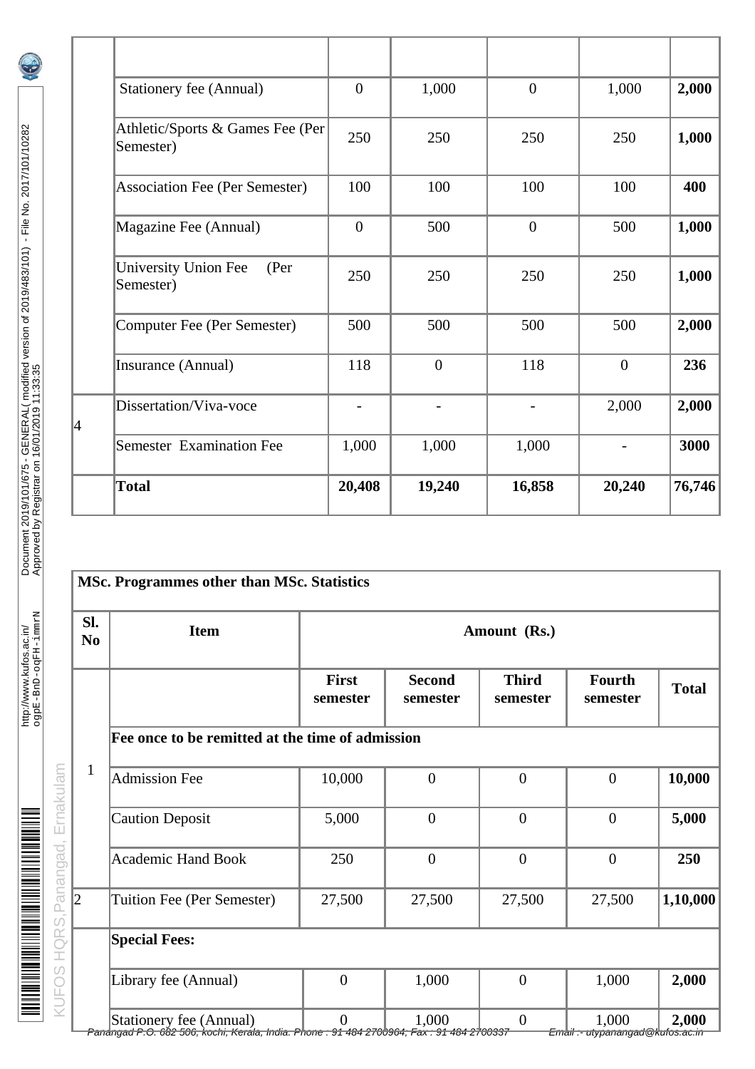| | | | | | | |
|---|---|---|---|---|---|---|
| | Stationery fee (Annual) | 0 | 1,000 | 0 | 1,000 | **2,000** |
| | Athletic/Sports & Games Fee (Per Semester) | 250 | 250 | 250 | 250 | **1,000** |
| | Association Fee (Per Semester) | 100 | 100 | 100 | 100 | **400** |
| | Magazine Fee (Annual) | 0 | 500 | 0 | 500 | **1,000** |
| | University Union Fee (Per Semester) | 250 | 250 | 250 | 250 | **1,000** |
| | Computer Fee (Per Semester) | 500 | 500 | 500 | 500 | **2,000** |
| | Insurance (Annual) | 118 | 0 | 118 | 0 | **236** |
| 4 | Dissertation/Viva-voce | - | - | - | 2,000 | **2,000** |
| | Semester Examination Fee | 1,000 | 1,000 | 1,000 | - | **3000** |
| | **Total** | **20,408** | **19,240** | **16,858** | **20,240** | **76,746** |

| **MSc. Programmes other than MSc. Statistics** | | | | | | |
|---|---|---|---|---|---|---|
| **Sl. No** | **Item** | **Amount (Rs.)** | | | | |
| | | **First semester** | **Second semester** | **Third semester** | **Fourth semester** | **Total** |
| 1 | **Fee once to be remitted at the time of admission** | | | | | |
| | Admission Fee | 10,000 | 0 | 0 | 0 | **10,000** |
| | Caution Deposit | 5,000 | 0 | 0 | 0 | **5,000** |
| | Academic Hand Book | 250 | 0 | 0 | 0 | **250** |
| 2 | Tuition Fee (Per Semester) | 27,500 | 27,500 | 27,500 | 27,500 | **1,10,000** |
| | **Special Fees:** | | | | | |
| | Library fee (Annual) | 0 | 1,000 | 0 | 1,000 | **2,000** |
| | Stationery fee (Annual) | 0 | 1,000 | 0 | 1,000 | **2,000** |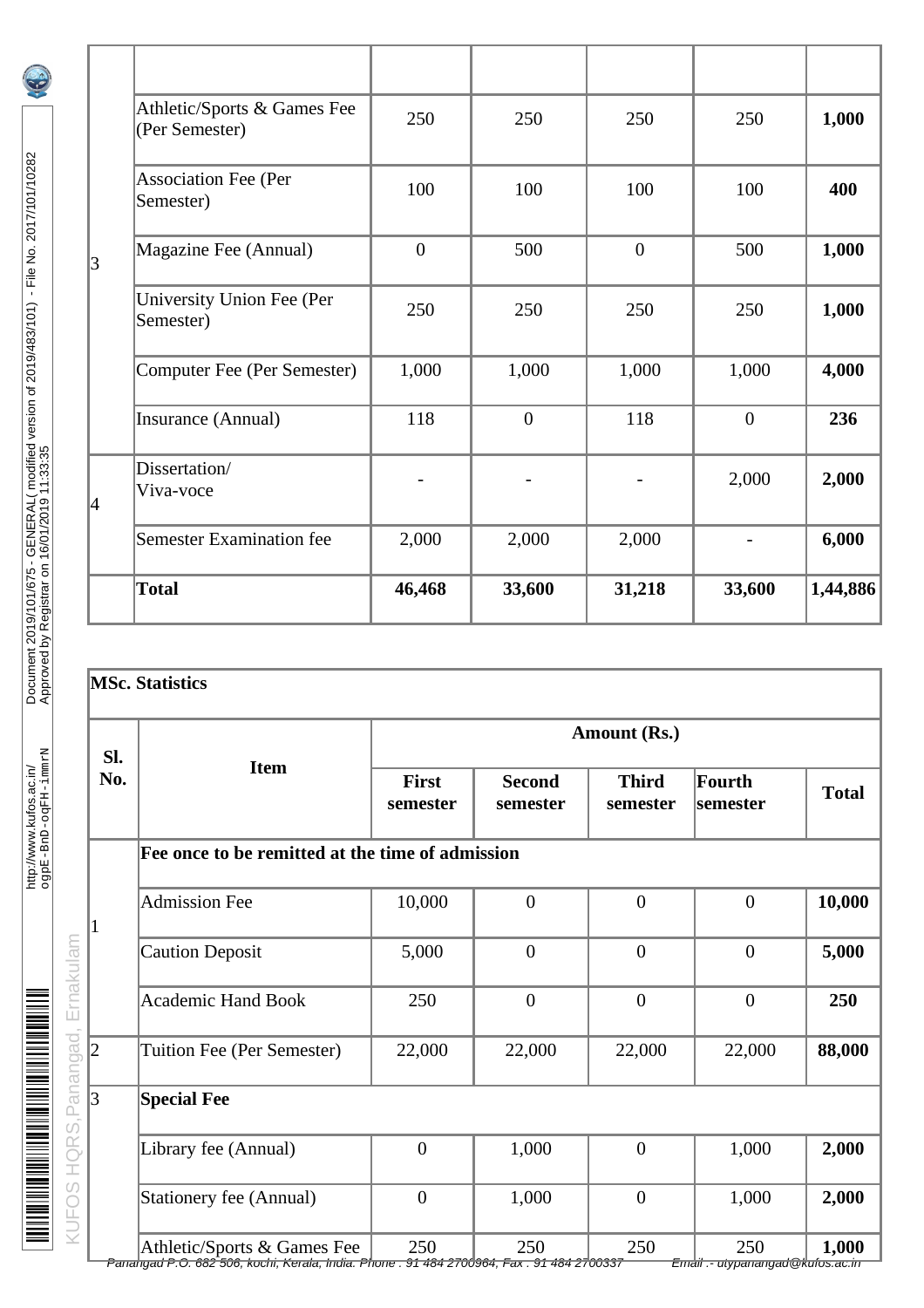| | | | | | | |
|---|---|---|---|---|---|---|
| 3 | | | | | | |
| | Athletic/Sports & Games Fee (Per Semester) | 250 | 250 | 250 | 250 | **1,000** |
| | Association Fee (Per Semester) | 100 | 100 | 100 | 100 | **400** |
| | Magazine Fee (Annual) | 0 | 500 | 0 | 500 | **1,000** |
| | University Union Fee (Per Semester) | 250 | 250 | 250 | 250 | **1,000** |
| | Computer Fee (Per Semester) | 1,000 | 1,000 | 1,000 | 1,000 | **4,000** |
| | Insurance (Annual) | 118 | 0 | 118 | 0 | **236** |
| 4 | Dissertation/ Viva-voce | - | - | - | 2,000 | **2,000** |
| | Semester Examination fee | 2,000 | 2,000 | 2,000 | - | **6,000** |
| | **Total** | **46,468** | **33,600** | **31,218** | **33,600** | **1,44,886** |

**MSc. Statistics**

| Sl. No. | Item | Amount (Rs.) | | | | |
|---|---|---|---|---|---|---|
| | | **First semester** | **Second semester** | **Third semester** | **Fourth semester** | **Total** |
| 1 | **Fee once to be remitted at the time of admission** | | | | | |
| | Admission Fee | 10,000 | 0 | 0 | 0 | **10,000** |
| | Caution Deposit | 5,000 | 0 | 0 | 0 | **5,000** |
| | Academic Hand Book | 250 | 0 | 0 | 0 | **250** |
| 2 | Tuition Fee (Per Semester) | 22,000 | 22,000 | 22,000 | 22,000 | **88,000** |
| 3 | **Special Fee** | | | | | |
| | Library fee (Annual) | 0 | 1,000 | 0 | 1,000 | **2,000** |
| | Stationery fee (Annual) | 0 | 1,000 | 0 | 1,000 | **2,000** |
| | Athletic/Sports & Games Fee | 250 | 250 | 250 | 250 | **1,000** |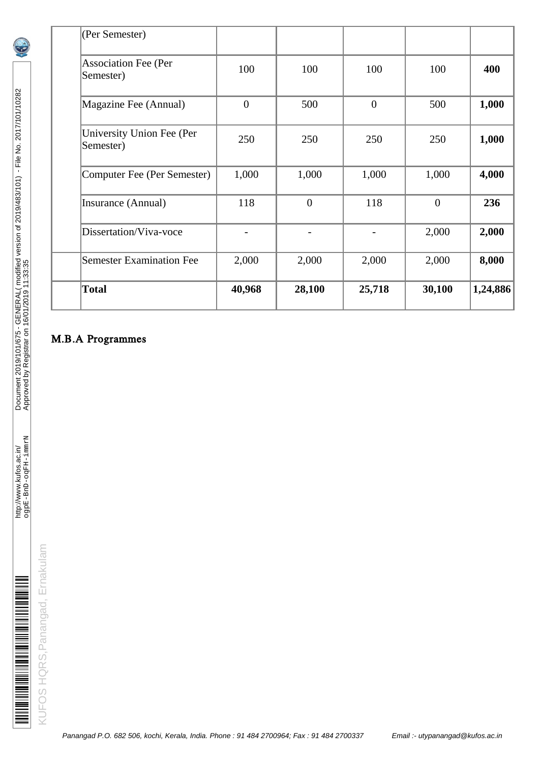| | | | | | | |
|---|---|---|---|---|---|---|
| | (Per Semester) | | | | | |
| | Association Fee (Per Semester) | 100 | 100 | 100 | 100 | **400** |
| | Magazine Fee (Annual) | 0 | 500 | 0 | 500 | **1,000** |
| | University Union Fee (Per Semester) | 250 | 250 | 250 | 250 | **1,000** |
| | Computer Fee (Per Semester) | 1,000 | 1,000 | 1,000 | 1,000 | **4,000** |
| | Insurance (Annual) | 118 | 0 | 118 | 0 | **236** |
| | Dissertation/Viva-voce | - | - | - | 2,000 | **2,000** |
| | Semester Examination Fee | 2,000 | 2,000 | 2,000 | 2,000 | **8,000** |
| | **Total** | **40,968** | **28,100** | **25,718** | **30,100** | **1,24,886** |

## M.B.A Programmes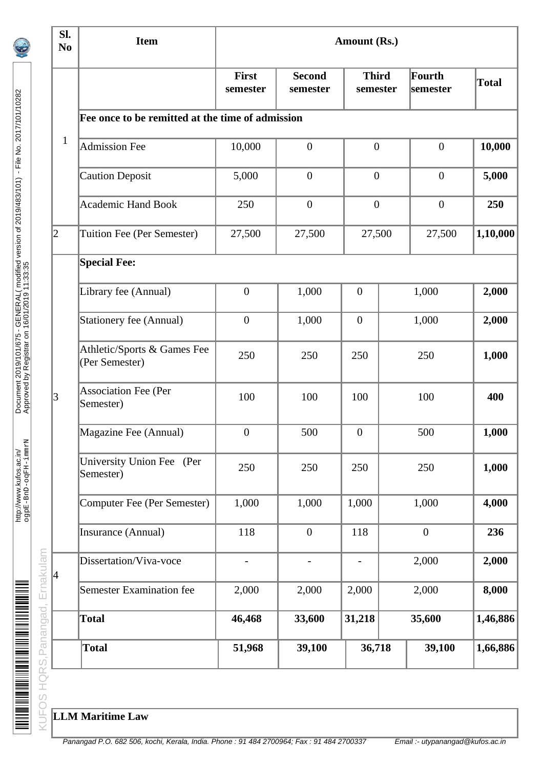| Sl. No | Item | Amount (Rs.) | | | | |
|---|---|---|---|---|---|---|
| | | First semester | Second semester | Third semester | Fourth semester | Total |
| 1 | **Fee once to be remitted at the time of admission** | | | | | |
| | Admission Fee | 10,000 | 0 | 0 | 0 | **10,000** |
| | Caution Deposit | 5,000 | 0 | 0 | 0 | **5,000** |
| | Academic Hand Book | 250 | 0 | 0 | 0 | **250** |
| 2 | Tuition Fee (Per Semester) | 27,500 | 27,500 | 27,500 | 27,500 | **1,10,000** |
| 3 | **Special Fee:** | | | | | |
| | Library fee (Annual) | 0 | 1,000 | 0 | 1,000 | **2,000** |
| | Stationery fee (Annual) | 0 | 1,000 | 0 | 1,000 | **2,000** |
| | Athletic/Sports & Games Fee (Per Semester) | 250 | 250 | 250 | 250 | **1,000** |
| | Association Fee (Per Semester) | 100 | 100 | 100 | 100 | **400** |
| | Magazine Fee (Annual) | 0 | 500 | 0 | 500 | **1,000** |
| | University Union Fee (Per Semester) | 250 | 250 | 250 | 250 | **1,000** |
| | Computer Fee (Per Semester) | 1,000 | 1,000 | 1,000 | 1,000 | **4,000** |
| | Insurance (Annual) | 118 | 0 | 118 | 0 | **236** |
| 4 | Dissertation/Viva-voce | - | - | - | 2,000 | **2,000** |
| | Semester Examination fee | 2,000 | 2,000 | 2,000 | 2,000 | **8,000** |
| | **Total** | **46,468** | **33,600** | **31,218** | **35,600** | **1,46,886** |
| | **Total** | **51,968** | **39,100** | **36,718** | **39,100** | **1,66,886** |

**LLM Maritime Law**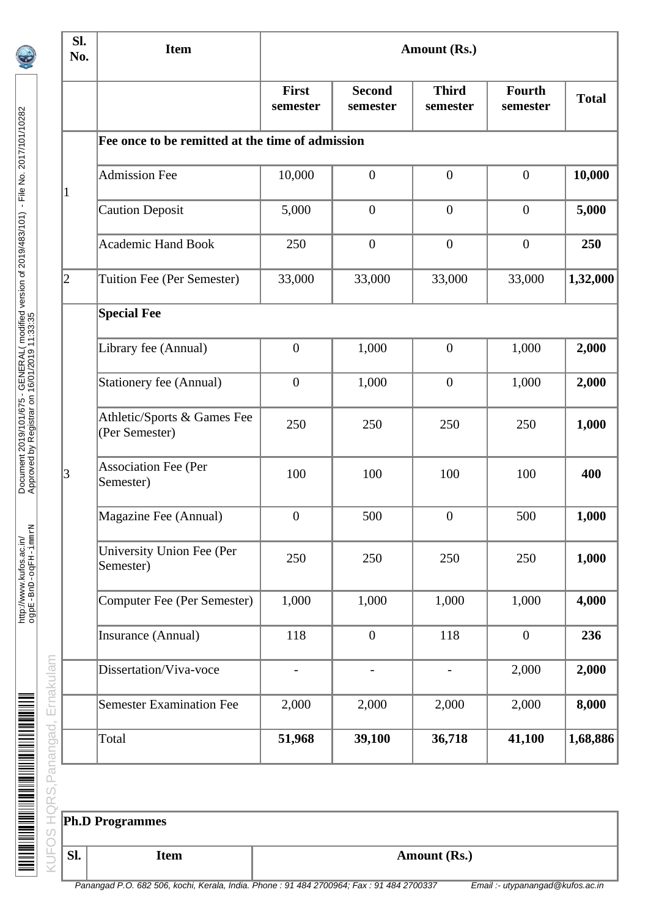| Sl. No. | Item | Amount (Rs.) | | | | |
|---|---|---|---|---|---|---|
| | | First semester | Second semester | Third semester | Fourth semester | Total |
| 1 | **Fee once to be remitted at the time of admission** | | | | | |
| | Admission Fee | 10,000 | 0 | 0 | 0 | **10,000** |
| | Caution Deposit | 5,000 | 0 | 0 | 0 | **5,000** |
| | Academic Hand Book | 250 | 0 | 0 | 0 | **250** |
| 2 | Tuition Fee (Per Semester) | 33,000 | 33,000 | 33,000 | 33,000 | **1,32,000** |
| 3 | **Special Fee** | | | | | |
| | Library fee (Annual) | 0 | 1,000 | 0 | 1,000 | **2,000** |
| | Stationery fee (Annual) | 0 | 1,000 | 0 | 1,000 | **2,000** |
| | Athletic/Sports & Games Fee (Per Semester) | 250 | 250 | 250 | 250 | **1,000** |
| | Association Fee (Per Semester) | 100 | 100 | 100 | 100 | **400** |
| | Magazine Fee (Annual) | 0 | 500 | 0 | 500 | **1,000** |
| | University Union Fee (Per Semester) | 250 | 250 | 250 | 250 | **1,000** |
| | Computer Fee (Per Semester) | 1,000 | 1,000 | 1,000 | 1,000 | **4,000** |
| | Insurance (Annual) | 118 | 0 | 118 | 0 | **236** |
| | Dissertation/Viva-voce | - | - | - | 2,000 | **2,000** |
| | Semester Examination Fee | 2,000 | 2,000 | 2,000 | 2,000 | **8,000** |
| | Total | **51,968** | **39,100** | **36,718** | **41,100** | **1,68,886** |

| **Ph.D Programmes** | | |
|---|---|---|
| Sl. | Item | Amount (Rs.) |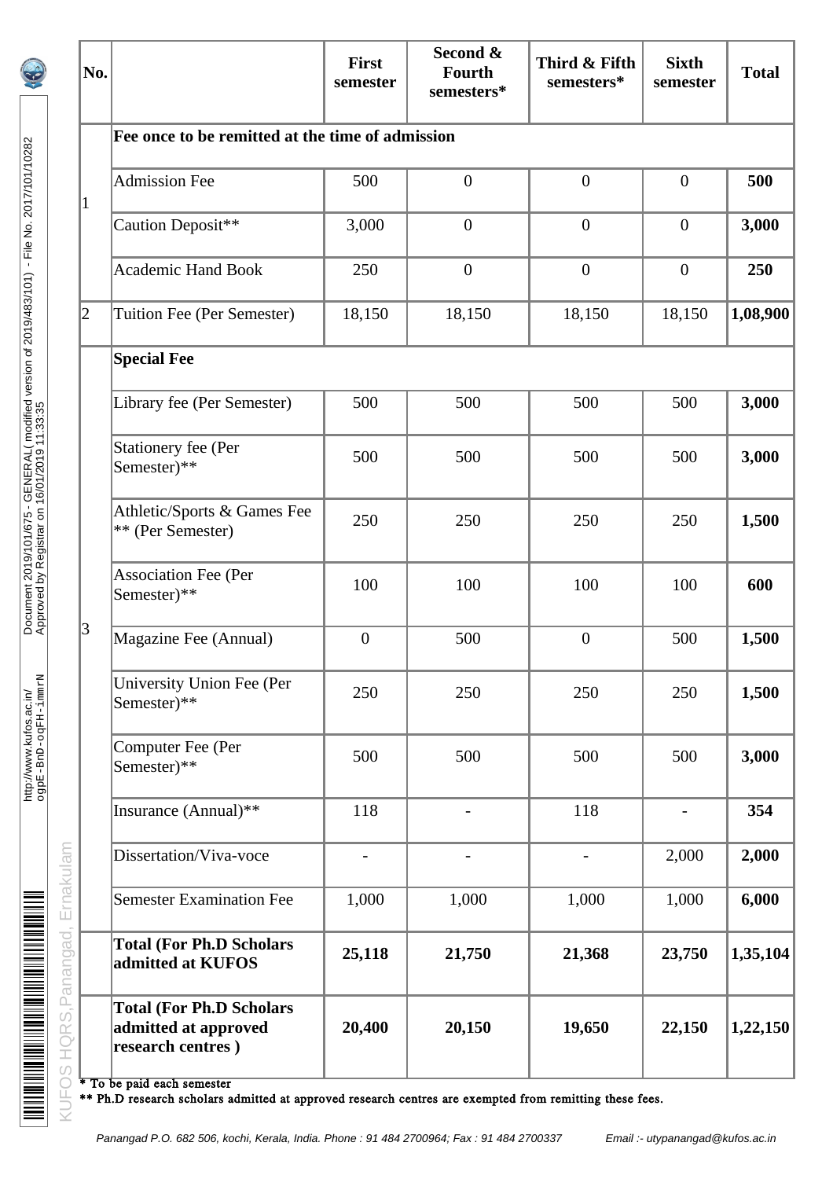| No. | | First semester | Second & Fourth semesters* | Third & Fifth semesters* | Sixth semester | Total |
|---|---|---|---|---|---|---|
| 1 | **Fee once to be remitted at the time of admission** | | | | | |
| | Admission Fee | 500 | 0 | 0 | 0 | **500** |
| | Caution Deposit** | 3,000 | 0 | 0 | 0 | **3,000** |
| | Academic Hand Book | 250 | 0 | 0 | 0 | **250** |
| 2 | Tuition Fee (Per Semester) | 18,150 | 18,150 | 18,150 | 18,150 | **1,08,900** |
| 3 | **Special Fee** | | | | | |
| | Library fee (Per Semester) | 500 | 500 | 500 | 500 | **3,000** |
| | Stationery fee (Per Semester)** | 500 | 500 | 500 | 500 | **3,000** |
| | Athletic/Sports & Games Fee ** (Per Semester) | 250 | 250 | 250 | 250 | **1,500** |
| | Association Fee (Per Semester)** | 100 | 100 | 100 | 100 | **600** |
| | Magazine Fee (Annual) | 0 | 500 | 0 | 500 | **1,500** |
| | University Union Fee (Per Semester)** | 250 | 250 | 250 | 250 | **1,500** |
| | Computer Fee (Per Semester)** | 500 | 500 | 500 | 500 | **3,000** |
| | Insurance (Annual)** | 118 | - | 118 | - | **354** |
| | Dissertation/Viva-voce | - | - | - | 2,000 | **2,000** |
| | Semester Examination Fee | 1,000 | 1,000 | 1,000 | 1,000 | **6,000** |
| | **Total (For Ph.D Scholars admitted at KUFOS** | **25,118** | **21,750** | **21,368** | **23,750** | **1,35,104** |
| | **Total (For Ph.D Scholars admitted at approved research centres )** | **20,400** | **20,150** | **19,650** | **22,150** | **1,22,150** |

\* To be paid each semester

\*\* Ph.D research scholars admitted at approved research centres are exempted from remitting these fees.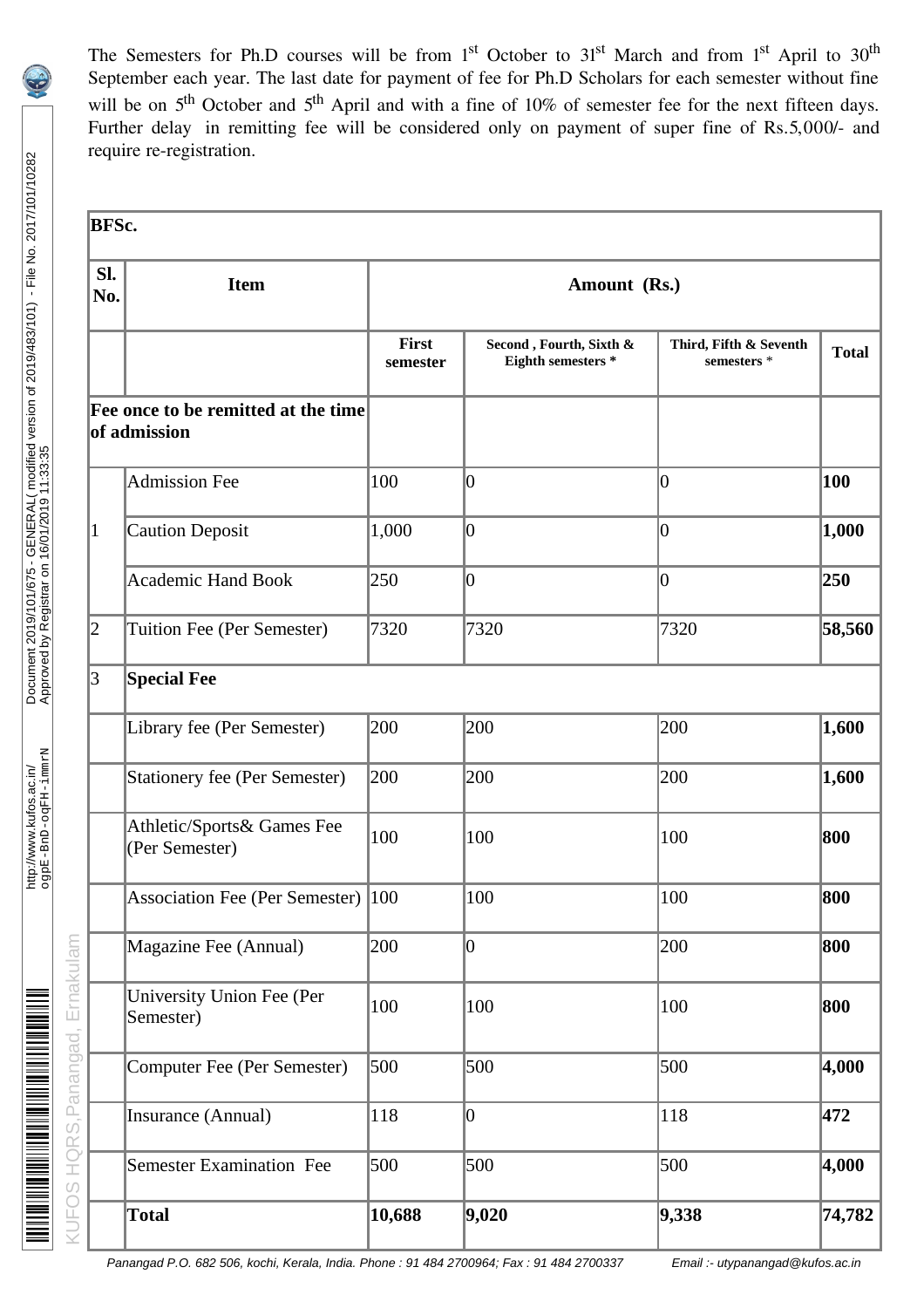The Semesters for Ph.D courses will be from 1st October to 31st March and from 1st April to 30th September each year. The last date for payment of fee for Ph.D Scholars for each semester without fine will be on 5th October and 5th April and with a fine of 10% of semester fee for the next fifteen days. Further delay in remitting fee will be considered only on payment of super fine of Rs.5,000/- and require re-registration.

| **BFSc.** | | | | | |
|---|---|---|---|---|---|
| **Sl. No.** | **Item** | **Amount (Rs.)** | | | |
| | | **First semester** | **Second , Fourth, Sixth & Eighth semesters *** | **Third, Fifth & Seventh semesters *** | **Total** |
| **Fee once to be remitted at the time of admission** | | | | | |
| 1 | Admission Fee | 100 | 0 | 0 | **100** |
| | Caution Deposit | 1,000 | 0 | 0 | **1,000** |
| | Academic Hand Book | 250 | 0 | 0 | **250** |
| 2 | Tuition Fee (Per Semester) | 7320 | 7320 | 7320 | **58,560** |
| 3 | **Special Fee** | | | | |
| | Library fee (Per Semester) | 200 | 200 | 200 | **1,600** |
| | Stationery fee (Per Semester) | 200 | 200 | 200 | **1,600** |
| | Athletic/Sports& Games Fee (Per Semester) | 100 | 100 | 100 | **800** |
| | Association Fee (Per Semester) | 100 | 100 | 100 | **800** |
| | Magazine Fee (Annual) | 200 | 0 | 200 | **800** |
| | University Union Fee (Per Semester) | 100 | 100 | 100 | **800** |
| | Computer Fee (Per Semester) | 500 | 500 | 500 | **4,000** |
| | Insurance (Annual) | 118 | 0 | 118 | **472** |
| | Semester Examination Fee | 500 | 500 | 500 | **4,000** |
| | **Total** | **10,688** | **9,020** | **9,338** | **74,782** |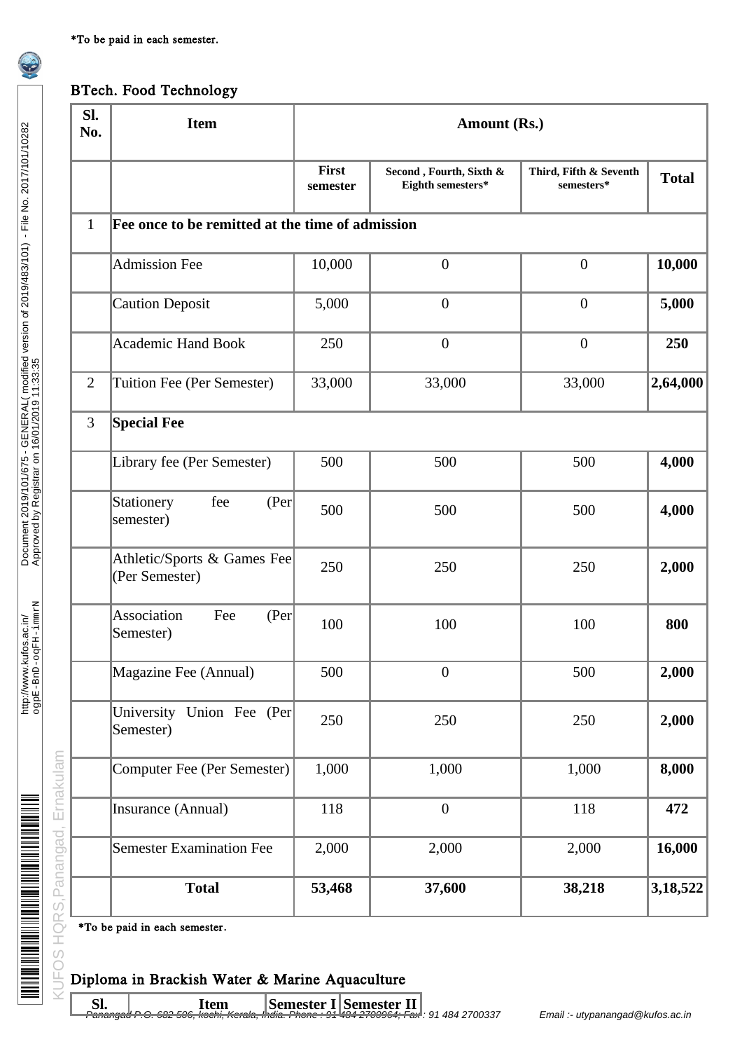*To be paid in each semester.

## BTech. Food Technology

| Sl. No. | Item | Amount (Rs.) | | | |
|---|---|---|---|---|---|
| | | First semester | Second , Fourth, Sixth & Eighth semesters* | Third, Fifth & Seventh semesters* | Total |
| 1 | **Fee once to be remitted at the time of admission** | | | | |
| | Admission Fee | 10,000 | 0 | 0 | **10,000** |
| | Caution Deposit | 5,000 | 0 | 0 | **5,000** |
| | Academic Hand Book | 250 | 0 | 0 | **250** |
| 2 | Tuition Fee (Per Semester) | 33,000 | 33,000 | 33,000 | **2,64,000** |
| 3 | **Special Fee** | | | | |
| | Library fee (Per Semester) | 500 | 500 | 500 | **4,000** |
| | Stationery fee (Per semester) | 500 | 500 | 500 | **4,000** |
| | Athletic/Sports & Games Fee (Per Semester) | 250 | 250 | 250 | **2,000** |
| | Association Fee (Per Semester) | 100 | 100 | 100 | **800** |
| | Magazine Fee (Annual) | 500 | 0 | 500 | **2,000** |
| | University Union Fee (Per Semester) | 250 | 250 | 250 | **2,000** |
| | Computer Fee (Per Semester) | 1,000 | 1,000 | 1,000 | **8,000** |
| | Insurance (Annual) | 118 | 0 | 118 | **472** |
| | Semester Examination Fee | 2,000 | 2,000 | 2,000 | **16,000** |
| | **Total** | **53,468** | **37,600** | **38,218** | **3,18,522** |

*To be paid in each semester.

## Diploma in Brackish Water & Marine Aquaculture

| Sl. | Item | Semester I | Semester II |
|---|---|---|---|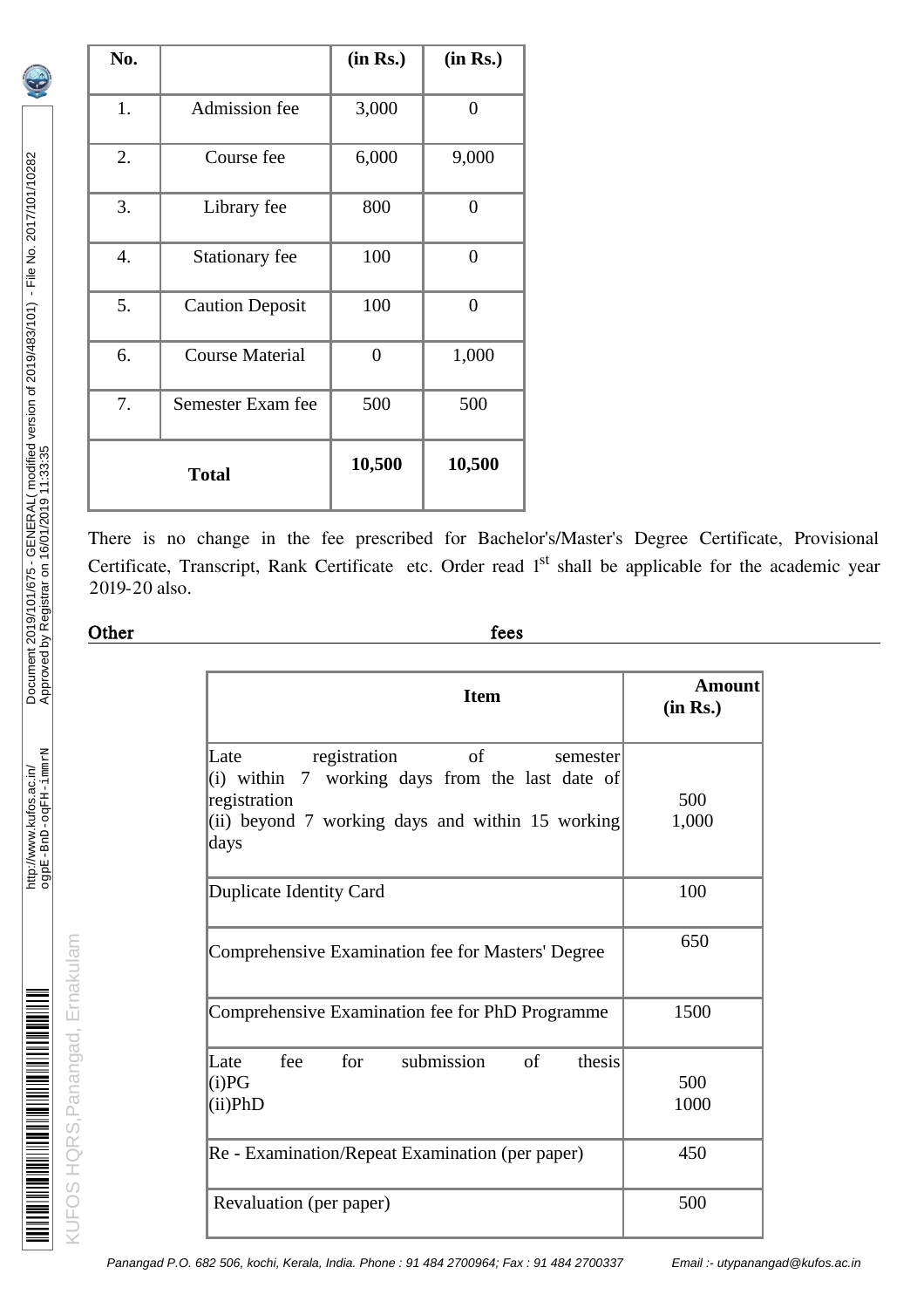| No. | | (in Rs.) | (in Rs.) |
|---|---|---|---|
| 1. | Admission fee | 3,000 | 0 |
| 2. | Course fee | 6,000 | 9,000 |
| 3. | Library fee | 800 | 0 |
| 4. | Stationary fee | 100 | 0 |
| 5. | Caution Deposit | 100 | 0 |
| 6. | Course Material | 0 | 1,000 |
| 7. | Semester Exam fee | 500 | 500 |
| **Total** | | **10,500** | **10,500** |

There is no change in the fee prescribed for Bachelor's/Master's Degree Certificate, Provisional Certificate, Transcript, Rank Certificate etc. Order read 1st shall be applicable for the academic year 2019-20 also.

**Other fees**

| Item | Amount (in Rs.) |
|---|---|
| Late registration of semester<br>(i) within 7 working days from the last date of registration<br>(ii) beyond 7 working days and within 15 working days | <br>500<br>1,000 |
| Duplicate Identity Card | 100 |
| Comprehensive Examination fee for Masters' Degree | 650 |
| Comprehensive Examination fee for PhD Programme | 1500 |
| Late fee for submission of thesis<br>(i)PG<br>(ii)PhD | <br>500<br>1000 |
| Re - Examination/Repeat Examination (per paper) | 450 |
| Revaluation (per paper) | 500 |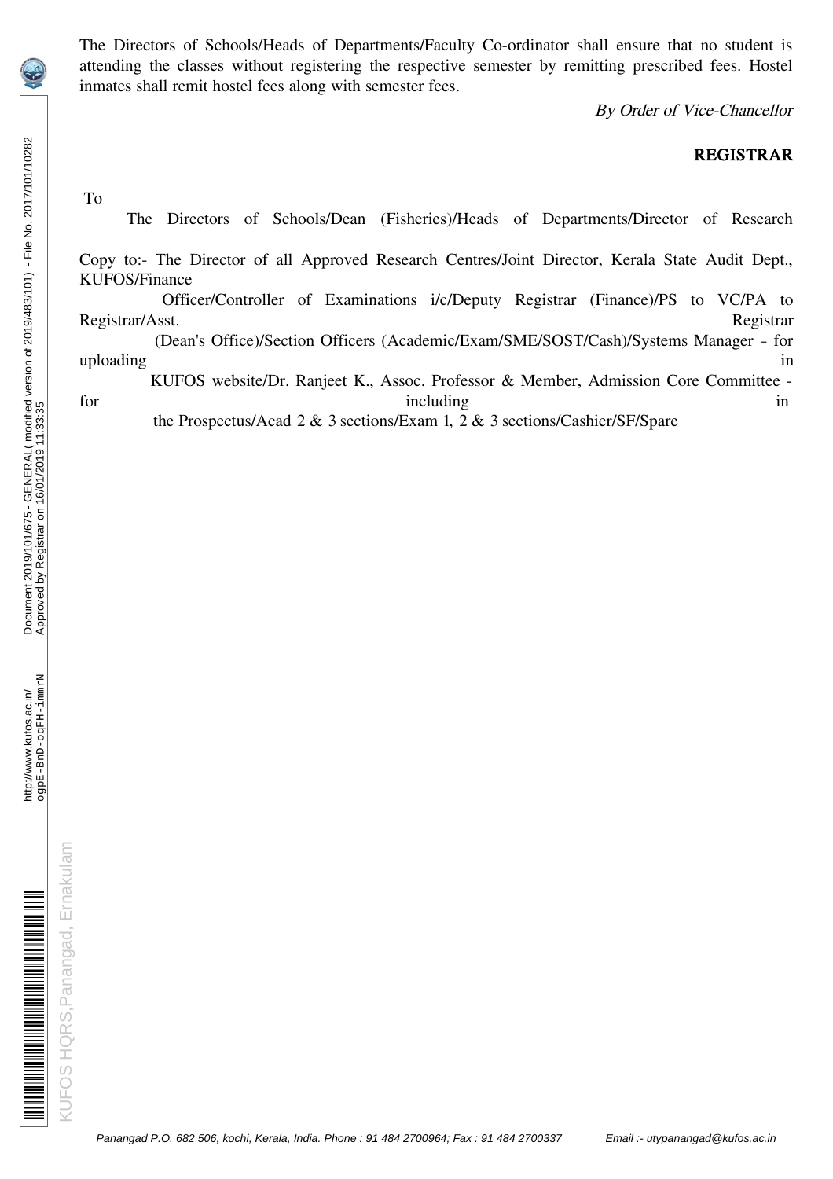The Directors of Schools/Heads of Departments/Faculty Co-ordinator shall ensure that no student is attending the classes without registering the respective semester by remitting prescribed fees. Hostel inmates shall remit hostel fees along with semester fees.

*By Order of Vice-Chancellor*

**REGISTRAR**

To

The Directors of Schools/Dean (Fisheries)/Heads of Departments/Director of Research

Copy to:- The Director of all Approved Research Centres/Joint Director, Kerala State Audit Dept., KUFOS/Finance Officer/Controller of Examinations i/c/Deputy Registrar (Finance)/PS to VC/PA to Registrar/Asst. Registrar (Dean's Office)/Section Officers (Academic/Exam/SME/SOST/Cash)/Systems Manager – for uploading in KUFOS website/Dr. Ranjeet K., Assoc. Professor & Member, Admission Core Committee - for including in the Prospectus/Acad 2 & 3 sections/Exam 1, 2 & 3 sections/Cashier/SF/Spare